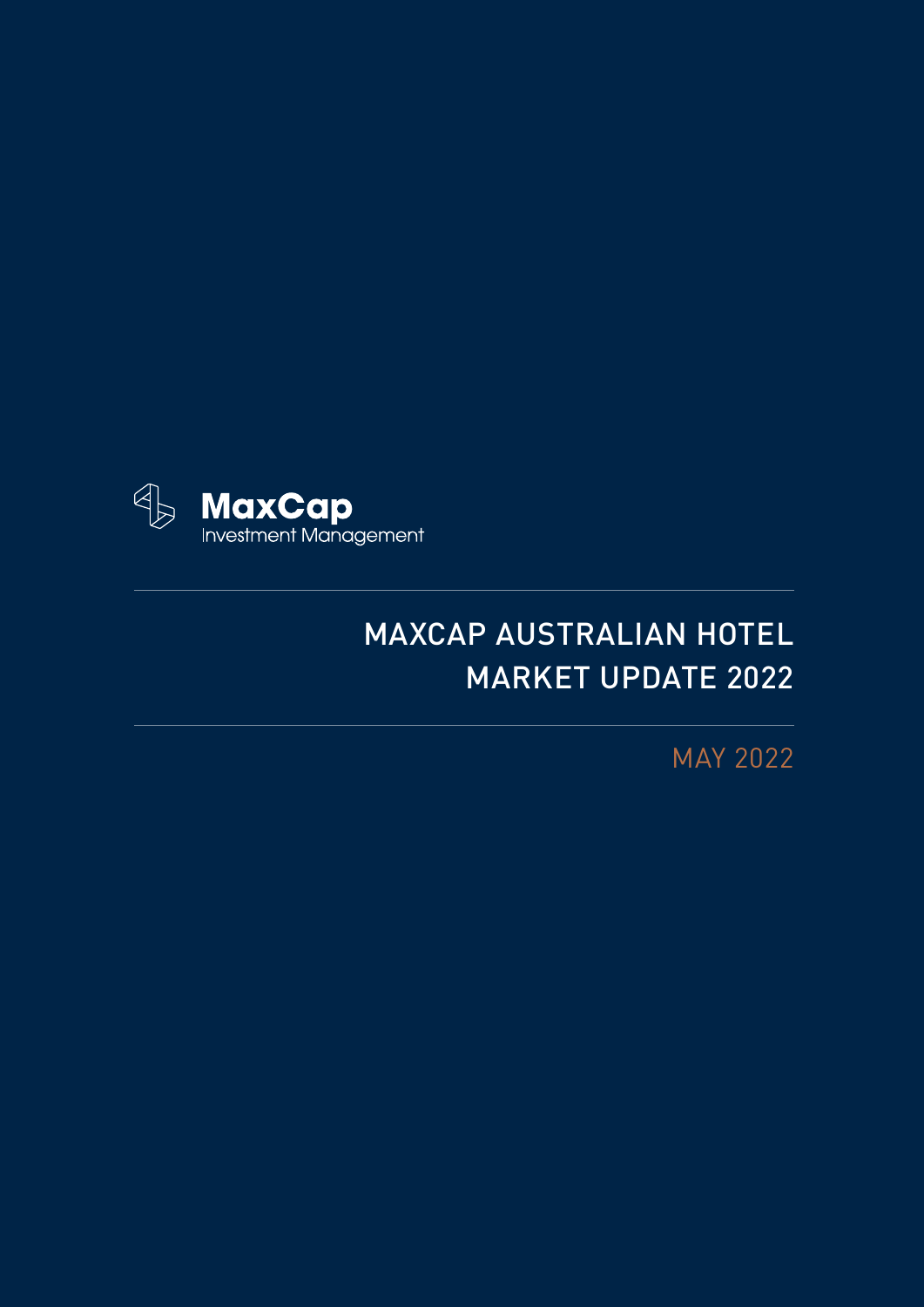MaxCap
Investment Management

# MAXCAP AUSTRALIAN HOTEL MARKET UPDATE 2022

MAY 2022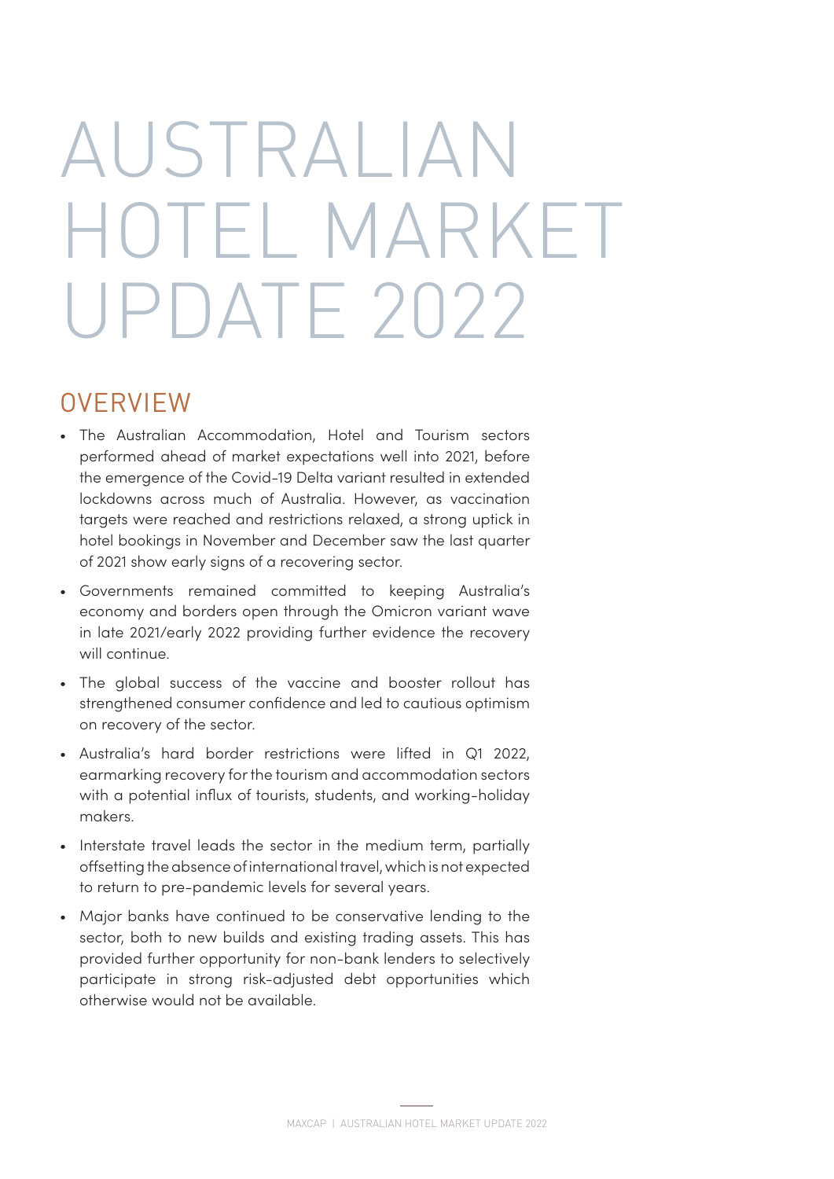# AUSTRALIAN HOTEL MARKET UPDATE 2022

## OVERVIEW

- The Australian Accommodation, Hotel and Tourism sectors performed ahead of market expectations well into 2021, before the emergence of the Covid-19 Delta variant resulted in extended lockdowns across much of Australia. However, as vaccination targets were reached and restrictions relaxed, a strong uptick in hotel bookings in November and December saw the last quarter of 2021 show early signs of a recovering sector.
- Governments remained committed to keeping Australia's economy and borders open through the Omicron variant wave in late 2021/early 2022 providing further evidence the recovery will continue.
- The global success of the vaccine and booster rollout has strengthened consumer confidence and led to cautious optimism on recovery of the sector.
- Australia's hard border restrictions were lifted in Q1 2022, earmarking recovery for the tourism and accommodation sectors with a potential influx of tourists, students, and working-holiday makers.
- Interstate travel leads the sector in the medium term, partially offsetting the absence of international travel, which is not expected to return to pre-pandemic levels for several years.
- Major banks have continued to be conservative lending to the sector, both to new builds and existing trading assets. This has provided further opportunity for non-bank lenders to selectively participate in strong risk-adjusted debt opportunities which otherwise would not be available.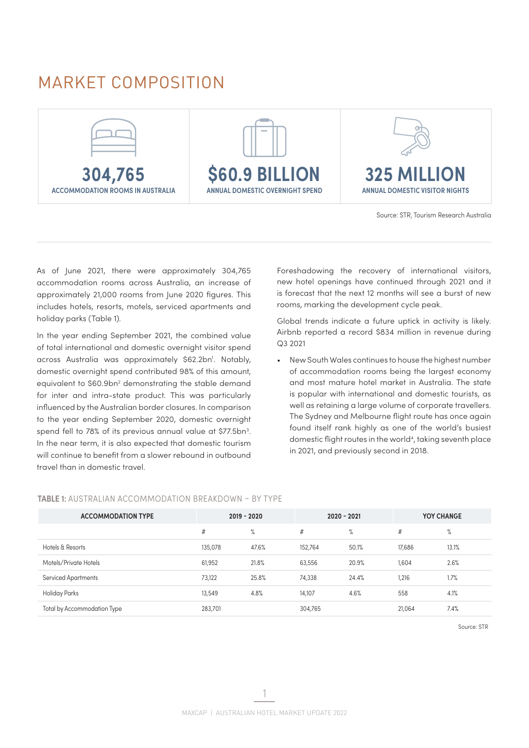# MARKET COMPOSITION

**304,765**
ACCOMMODATION ROOMS IN AUSTRALIA

**$60.9 BILLION**
ANNUAL DOMESTIC OVERNIGHT SPEND

**325 MILLION**
ANNUAL DOMESTIC VISITOR NIGHTS

Source: STR, Tourism Research Australia

As of June 2021, there were approximately 304,765 accommodation rooms across Australia, an increase of approximately 21,000 rooms from June 2020 figures. This includes hotels, resorts, motels, serviced apartments and holiday parks (Table 1).

In the year ending September 2021, the combined value of total international and domestic overnight visitor spend across Australia was approximately $62.2bn[1]. Notably, domestic overnight spend contributed 98% of this amount, equivalent to $60.9bn[2] demonstrating the stable demand for inter and intra-state product. This was particularly influenced by the Australian border closures. In comparison to the year ending September 2020, domestic overnight spend fell to 78% of its previous annual value at $77.5bn[3]. In the near term, it is also expected that domestic tourism will continue to benefit from a slower rebound in outbound travel than in domestic travel.

Foreshadowing the recovery of international visitors, new hotel openings have continued through 2021 and it is forecast that the next 12 months will see a burst of new rooms, marking the development cycle peak.

Global trends indicate a future uptick in activity is likely. Airbnb reported a record $834 million in revenue during Q3 2021

- New South Wales continues to house the highest number of accommodation rooms being the largest economy and most mature hotel market in Australia. The state is popular with international and domestic tourists, as well as retaining a large volume of corporate travellers. The Sydney and Melbourne flight route has once again found itself rank highly as one of the world's busiest domestic flight routes in the world[4], taking seventh place in 2021, and previously second in 2018.

**TABLE 1:** AUSTRALIAN ACCOMMODATION BREAKDOWN – BY TYPE

| ACCOMMODATION TYPE | 2019 - 2020 | | 2020 - 2021 | | YOY CHANGE | |
|---|---|---|---|---|---|---|
| | # | % | # | % | # | % |
| Hotels & Resorts | 135,078 | 47.6% | 152,764 | 50.1% | 17,686 | 13.1% |
| Motels/Private Hotels | 61,952 | 21.8% | 63,556 | 20.9% | 1,604 | 2.6% |
| Serviced Apartments | 73,122 | 25.8% | 74,338 | 24.4% | 1,216 | 1.7% |
| Holiday Parks | 13,549 | 4.8% | 14,107 | 4.6% | 558 | 4.1% |
| Total by Accommodation Type | 283,701 | | 304,765 | | 21,064 | 7.4% |

Source: STR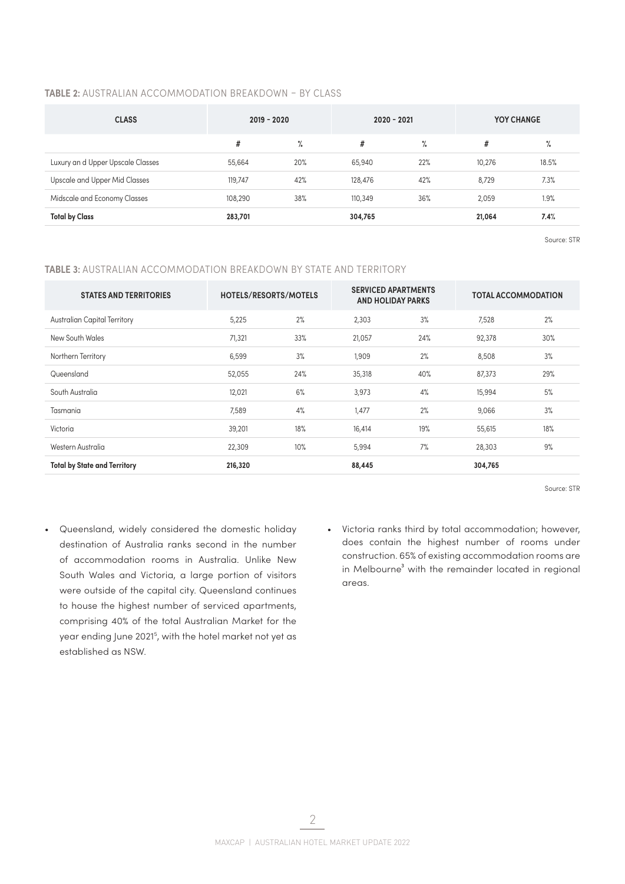**TABLE 2:** AUSTRALIAN ACCOMMODATION BREAKDOWN – BY CLASS

| CLASS | 2019 - 2020 | | 2020 - 2021 | | YOY CHANGE | |
|---|---|---|---|---|---|---|
| | # | % | # | % | # | % |
| Luxury an d Upper Upscale Classes | 55,664 | 20% | 65,940 | 22% | 10,276 | 18.5% |
| Upscale and Upper Mid Classes | 119,747 | 42% | 128,476 | 42% | 8,729 | 7.3% |
| Midscale and Economy Classes | 108,290 | 38% | 110,349 | 36% | 2,059 | 1.9% |
| **Total by Class** | **283,701** | | **304,765** | | **21,064** | **7.4%** |

Source: STR

**TABLE 3:** AUSTRALIAN ACCOMMODATION BREAKDOWN BY STATE AND TERRITORY

| STATES AND TERRITORIES | HOTELS/RESORTS/MOTELS | | SERVICED APARTMENTS AND HOLIDAY PARKS | | TOTAL ACCOMMODATION | |
|---|---|---|---|---|---|---|
| Australian Capital Territory | 5,225 | 2% | 2,303 | 3% | 7,528 | 2% |
| New South Wales | 71,321 | 33% | 21,057 | 24% | 92,378 | 30% |
| Northern Territory | 6,599 | 3% | 1,909 | 2% | 8,508 | 3% |
| Queensland | 52,055 | 24% | 35,318 | 40% | 87,373 | 29% |
| South Australia | 12,021 | 6% | 3,973 | 4% | 15,994 | 5% |
| Tasmania | 7,589 | 4% | 1,477 | 2% | 9,066 | 3% |
| Victoria | 39,201 | 18% | 16,414 | 19% | 55,615 | 18% |
| Western Australia | 22,309 | 10% | 5,994 | 7% | 28,303 | 9% |
| **Total by State and Territory** | **216,320** | | **88,445** | | **304,765** | |

Source: STR

- Queensland, widely considered the domestic holiday destination of Australia ranks second in the number of accommodation rooms in Australia. Unlike New South Wales and Victoria, a large portion of visitors were outside of the capital city. Queensland continues to house the highest number of serviced apartments, comprising 40% of the total Australian Market for the year ending June 2021[5], with the hotel market not yet as established as NSW.
- Victoria ranks third by total accommodation; however, does contain the highest number of rooms under construction. 65% of existing accommodation rooms are in Melbourne[3] with the remainder located in regional areas.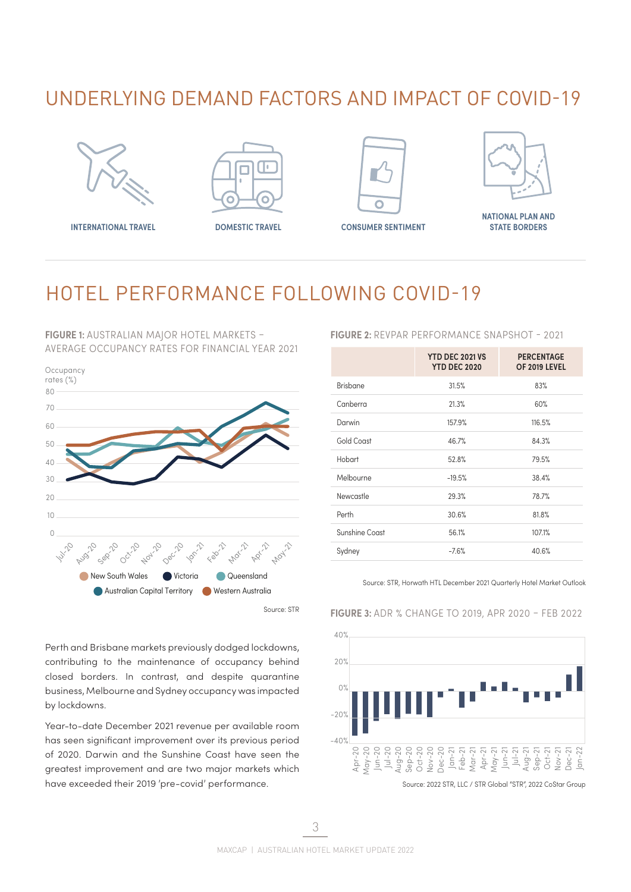# UNDERLYING DEMAND FACTORS AND IMPACT OF COVID-19

INTERNATIONAL TRAVEL

DOMESTIC TRAVEL

CONSUMER SENTIMENT

NATIONAL PLAN AND STATE BORDERS

# HOTEL PERFORMANCE FOLLOWING COVID-19

**FIGURE 1:** AUSTRALIAN MAJOR HOTEL MARKETS – AVERAGE OCCUPANCY RATES FOR FINANCIAL YEAR 2021

Occupancy rates (%)

New South Wales, Victoria, Queensland, Australian Capital Territory, Western Australia

Source: STR

Perth and Brisbane markets previously dodged lockdowns, contributing to the maintenance of occupancy behind closed borders. In contrast, and despite quarantine business, Melbourne and Sydney occupancy was impacted by lockdowns.

Year-to-date December 2021 revenue per available room has seen significant improvement over its previous period of 2020. Darwin and the Sunshine Coast have seen the greatest improvement and are two major markets which have exceeded their 2019 'pre-covid' performance.

**FIGURE 2:** REVPAR PERFORMANCE SNAPSHOT - 2021

| | YTD DEC 2021 VS YTD DEC 2020 | PERCENTAGE OF 2019 LEVEL |
|---|---|---|
| Brisbane | 31.5% | 83% |
| Canberra | 21.3% | 60% |
| Darwin | 157.9% | 116.5% |
| Gold Coast | 46.7% | 84.3% |
| Hobart | 52.8% | 79.5% |
| Melbourne | -19.5% | 38.4% |
| Newcastle | 29.3% | 78.7% |
| Perth | 30.6% | 81.8% |
| Sunshine Coast | 56.1% | 107.1% |
| Sydney | -7.6% | 40.6% |

Source: STR, Horwath HTL December 2021 Quarterly Hotel Market Outlook

**FIGURE 3:** ADR % CHANGE TO 2019, APR 2020 – FEB 2022

Source: 2022 STR, LLC / STR Global "STR", 2022 CoStar Group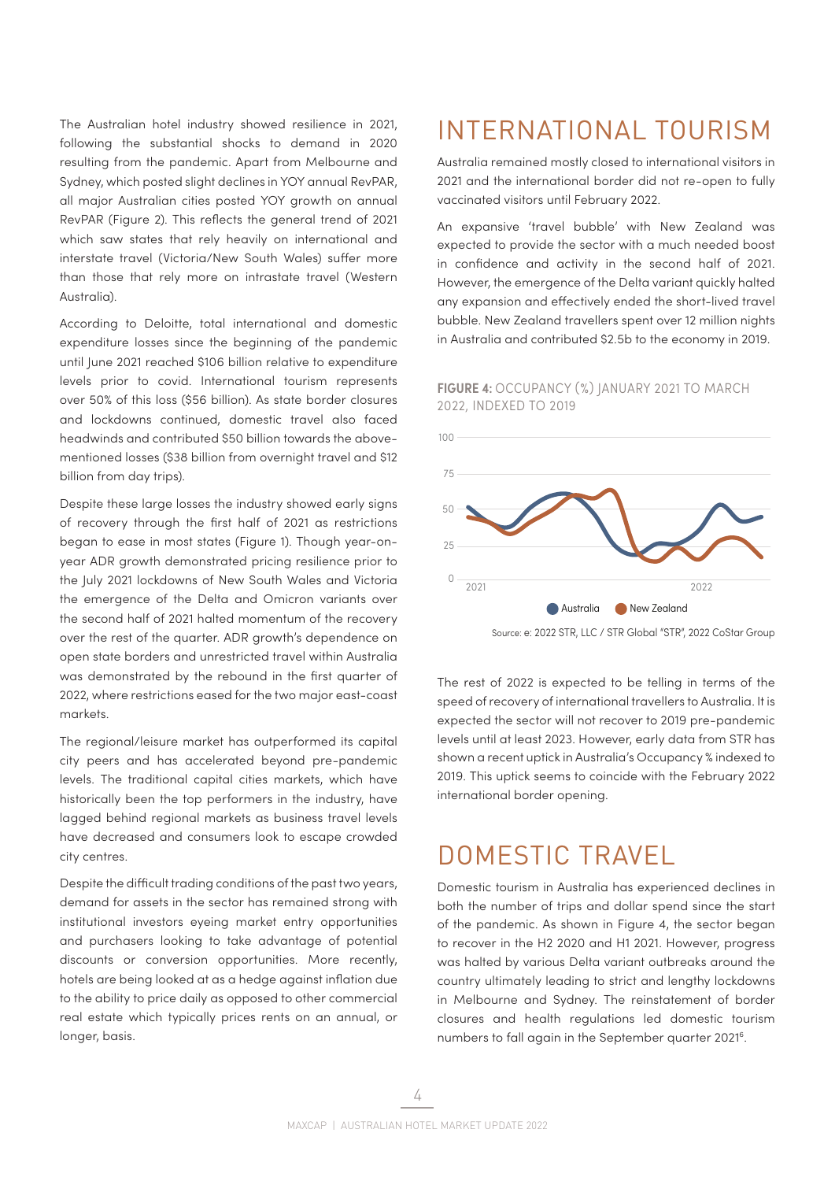The Australian hotel industry showed resilience in 2021, following the substantial shocks to demand in 2020 resulting from the pandemic. Apart from Melbourne and Sydney, which posted slight declines in YOY annual RevPAR, all major Australian cities posted YOY growth on annual RevPAR (Figure 2). This reflects the general trend of 2021 which saw states that rely heavily on international and interstate travel (Victoria/New South Wales) suffer more than those that rely more on intrastate travel (Western Australia).

According to Deloitte, total international and domestic expenditure losses since the beginning of the pandemic until June 2021 reached $106 billion relative to expenditure levels prior to covid. International tourism represents over 50% of this loss ($56 billion). As state border closures and lockdowns continued, domestic travel also faced headwinds and contributed $50 billion towards the above-mentioned losses ($38 billion from overnight travel and $12 billion from day trips).

Despite these large losses the industry showed early signs of recovery through the first half of 2021 as restrictions began to ease in most states (Figure 1). Though year-on-year ADR growth demonstrated pricing resilience prior to the July 2021 lockdowns of New South Wales and Victoria the emergence of the Delta and Omicron variants over the second half of 2021 halted momentum of the recovery over the rest of the quarter. ADR growth's dependence on open state borders and unrestricted travel within Australia was demonstrated by the rebound in the first quarter of 2022, where restrictions eased for the two major east-coast markets.

The regional/leisure market has outperformed its capital city peers and has accelerated beyond pre-pandemic levels. The traditional capital cities markets, which have historically been the top performers in the industry, have lagged behind regional markets as business travel levels have decreased and consumers look to escape crowded city centres.

Despite the difficult trading conditions of the past two years, demand for assets in the sector has remained strong with institutional investors eyeing market entry opportunities and purchasers looking to take advantage of potential discounts or conversion opportunities. More recently, hotels are being looked at as a hedge against inflation due to the ability to price daily as opposed to other commercial real estate which typically prices rents on an annual, or longer, basis.

# INTERNATIONAL TOURISM

Australia remained mostly closed to international visitors in 2021 and the international border did not re-open to fully vaccinated visitors until February 2022.

An expansive 'travel bubble' with New Zealand was expected to provide the sector with a much needed boost in confidence and activity in the second half of 2021. However, the emergence of the Delta variant quickly halted any expansion and effectively ended the short-lived travel bubble. New Zealand travellers spent over 12 million nights in Australia and contributed $2.5b to the economy in 2019.

**FIGURE 4:** OCCUPANCY (%) JANUARY 2021 TO MARCH 2022, INDEXED TO 2019

Source: e: 2022 STR, LLC / STR Global "STR", 2022 CoStar Group

The rest of 2022 is expected to be telling in terms of the speed of recovery of international travellers to Australia. It is expected the sector will not recover to 2019 pre-pandemic levels until at least 2023. However, early data from STR has shown a recent uptick in Australia's Occupancy % indexed to 2019. This uptick seems to coincide with the February 2022 international border opening.

# DOMESTIC TRAVEL

Domestic tourism in Australia has experienced declines in both the number of trips and dollar spend since the start of the pandemic. As shown in Figure 4, the sector began to recover in the H2 2020 and H1 2021. However, progress was halted by various Delta variant outbreaks around the country ultimately leading to strict and lengthy lockdowns in Melbourne and Sydney. The reinstatement of border closures and health regulations led domestic tourism numbers to fall again in the September quarter 2021[6].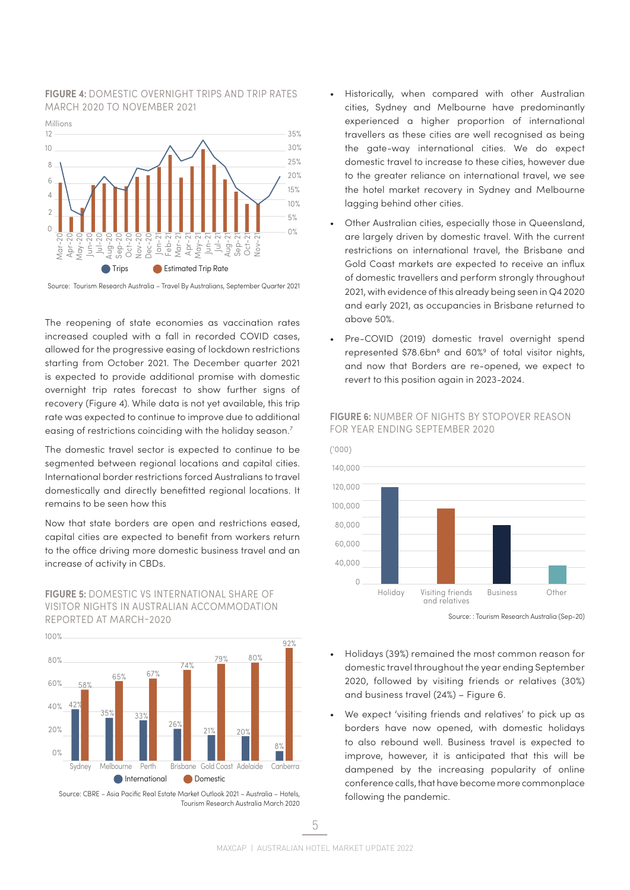**FIGURE 4:** DOMESTIC OVERNIGHT TRIPS AND TRIP RATES MARCH 2020 TO NOVEMBER 2021

Source: Tourism Research Australia – Travel By Australians, September Quarter 2021

The reopening of state economies as vaccination rates increased coupled with a fall in recorded COVID cases, allowed for the progressive easing of lockdown restrictions starting from October 2021. The December quarter 2021 is expected to provide additional promise with domestic overnight trip rates forecast to show further signs of recovery (Figure 4). While data is not yet available, this trip rate was expected to continue to improve due to additional easing of restrictions coinciding with the holiday season.[7]

The domestic travel sector is expected to continue to be segmented between regional locations and capital cities. International border restrictions forced Australians to travel domestically and directly benefitted regional locations. It remains to be seen how this

Now that state borders are open and restrictions eased, capital cities are expected to benefit from workers return to the office driving more domestic business travel and an increase of activity in CBDs.

**FIGURE 5:** DOMESTIC VS INTERNATIONAL SHARE OF VISITOR NIGHTS IN AUSTRALIAN ACCOMMODATION REPORTED AT MARCH-2020

| City | International | Domestic |
|---|---|---|
| Sydney | 42% | 58% |
| Melbourne | 35% | 65% |
| Perth | 33% | 67% |
| Brisbane | 26% | 74% |
| Gold Coast | 21% | 79% |
| Adelaide | 20% | 80% |
| Canberra | 8% | 92% |

Source: CBRE – Asia Pacific Real Estate Market Outlook 2021 – Australia – Hotels, Tourism Research Australia March 2020

- Historically, when compared with other Australian cities, Sydney and Melbourne have predominantly experienced a higher proportion of international travellers as these cities are well recognised as being the gate-way international cities. We do expect domestic travel to increase to these cities, however due to the greater reliance on international travel, we see the hotel market recovery in Sydney and Melbourne lagging behind other cities.
- Other Australian cities, especially those in Queensland, are largely driven by domestic travel. With the current restrictions on international travel, the Brisbane and Gold Coast markets are expected to receive an influx of domestic travellers and perform strongly throughout 2021, with evidence of this already being seen in Q4 2020 and early 2021, as occupancies in Brisbane returned to above 50%.
- Pre-COVID (2019) domestic travel overnight spend represented $78.6bn[8] and 60%[9] of total visitor nights, and now that Borders are re-opened, we expect to revert to this position again in 2023-2024.

**FIGURE 6:** NUMBER OF NIGHTS BY STOPOVER REASON FOR YEAR ENDING SEPTEMBER 2020

Source: : Tourism Research Australia (Sep-20)

- Holidays (39%) remained the most common reason for domestic travel throughout the year ending September 2020, followed by visiting friends or relatives (30%) and business travel (24%) – Figure 6.
- We expect 'visiting friends and relatives' to pick up as borders have now opened, with domestic holidays to also rebound well. Business travel is expected to improve, however, it is anticipated that this will be dampened by the increasing popularity of online conference calls, that have become more commonplace following the pandemic.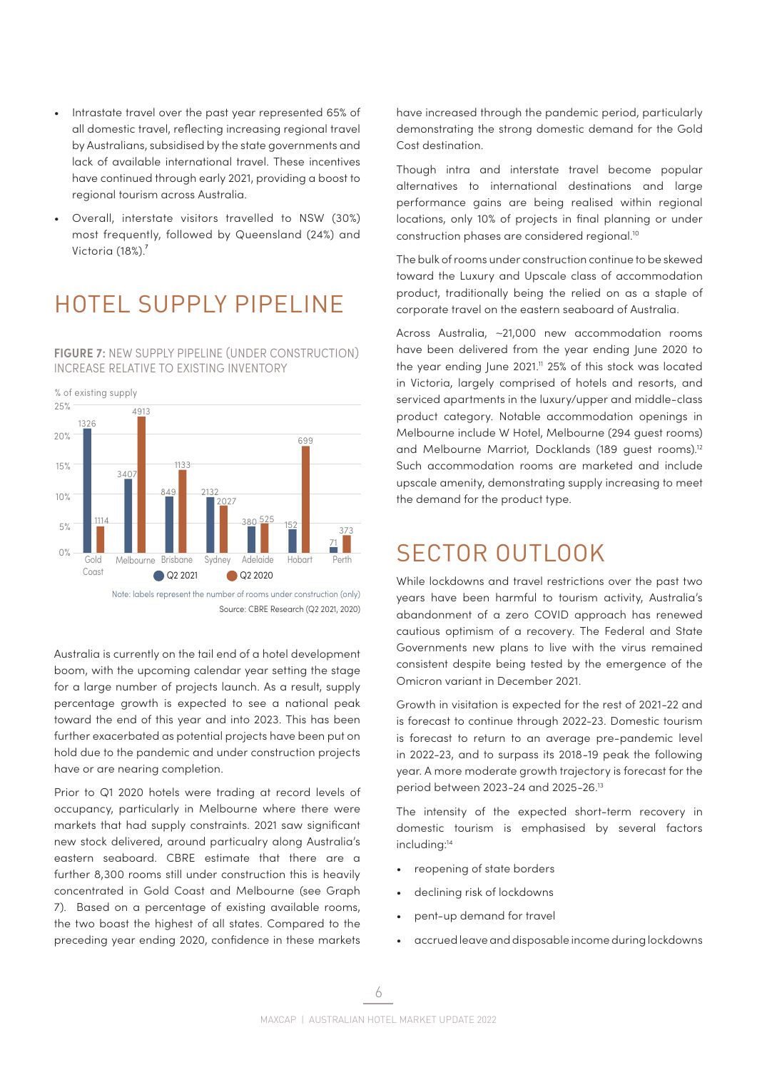- Intrastate travel over the past year represented 65% of all domestic travel, reflecting increasing regional travel by Australians, subsidised by the state governments and lack of available international travel. These incentives have continued through early 2021, providing a boost to regional tourism across Australia.
- Overall, interstate visitors travelled to NSW (30%) most frequently, followed by Queensland (24%) and Victoria (18%).[7]

# HOTEL SUPPLY PIPELINE

**FIGURE 7:** NEW SUPPLY PIPELINE (UNDER CONSTRUCTION) INCREASE RELATIVE TO EXISTING INVENTORY

| City | Q2 2021 (rooms under construction) | Q2 2020 (rooms under construction) |
|---|---|---|
| Gold Coast | 1326 | 1114 |
| Melbourne | 3407 | 4913 |
| Brisbane | 849 | 1133 |
| Sydney | 2132 | 2027 |
| Adelaide | 380 | 525 |
| Hobart | 152 | 699 |
| Perth | 71 | 373 |

Note: labels represent the number of rooms under construction (only)

Source: CBRE Research (Q2 2021, 2020)

Australia is currently on the tail end of a hotel development boom, with the upcoming calendar year setting the stage for a large number of projects launch. As a result, supply percentage growth is expected to see a national peak toward the end of this year and into 2023. This has been further exacerbated as potential projects have been put on hold due to the pandemic and under construction projects have or are nearing completion.

Prior to Q1 2020 hotels were trading at record levels of occupancy, particularly in Melbourne where there were markets that had supply constraints. 2021 saw significant new stock delivered, around particualry along Australia's eastern seaboard. CBRE estimate that there are a further 8,300 rooms still under construction this is heavily concentrated in Gold Coast and Melbourne (see Graph 7). Based on a percentage of existing available rooms, the two boast the highest of all states. Compared to the preceding year ending 2020, confidence in these markets have increased through the pandemic period, particularly demonstrating the strong domestic demand for the Gold Cost destination.

Though intra and interstate travel become popular alternatives to international destinations and large performance gains are being realised within regional locations, only 10% of projects in final planning or under construction phases are considered regional.[10]

The bulk of rooms under construction continue to be skewed toward the Luxury and Upscale class of accommodation product, traditionally being the relied on as a staple of corporate travel on the eastern seaboard of Australia.

Across Australia, ~21,000 new accommodation rooms have been delivered from the year ending June 2020 to the year ending June 2021.[11] 25% of this stock was located in Victoria, largely comprised of hotels and resorts, and serviced apartments in the luxury/upper and middle-class product category. Notable accommodation openings in Melbourne include W Hotel, Melbourne (294 guest rooms) and Melbourne Marriot, Docklands (189 guest rooms).[12] Such accommodation rooms are marketed and include upscale amenity, demonstrating supply increasing to meet the demand for the product type.

# SECTOR OUTLOOK

While lockdowns and travel restrictions over the past two years have been harmful to tourism activity, Australia's abandonment of a zero COVID approach has renewed cautious optimism of a recovery. The Federal and State Governments new plans to live with the virus remained consistent despite being tested by the emergence of the Omicron variant in December 2021.

Growth in visitation is expected for the rest of 2021-22 and is forecast to continue through 2022-23. Domestic tourism is forecast to return to an average pre-pandemic level in 2022-23, and to surpass its 2018-19 peak the following year. A more moderate growth trajectory is forecast for the period between 2023-24 and 2025-26.[13]

The intensity of the expected short-term recovery in domestic tourism is emphasised by several factors including:[14]

- reopening of state borders
- declining risk of lockdowns
- pent-up demand for travel
- accrued leave and disposable income during lockdowns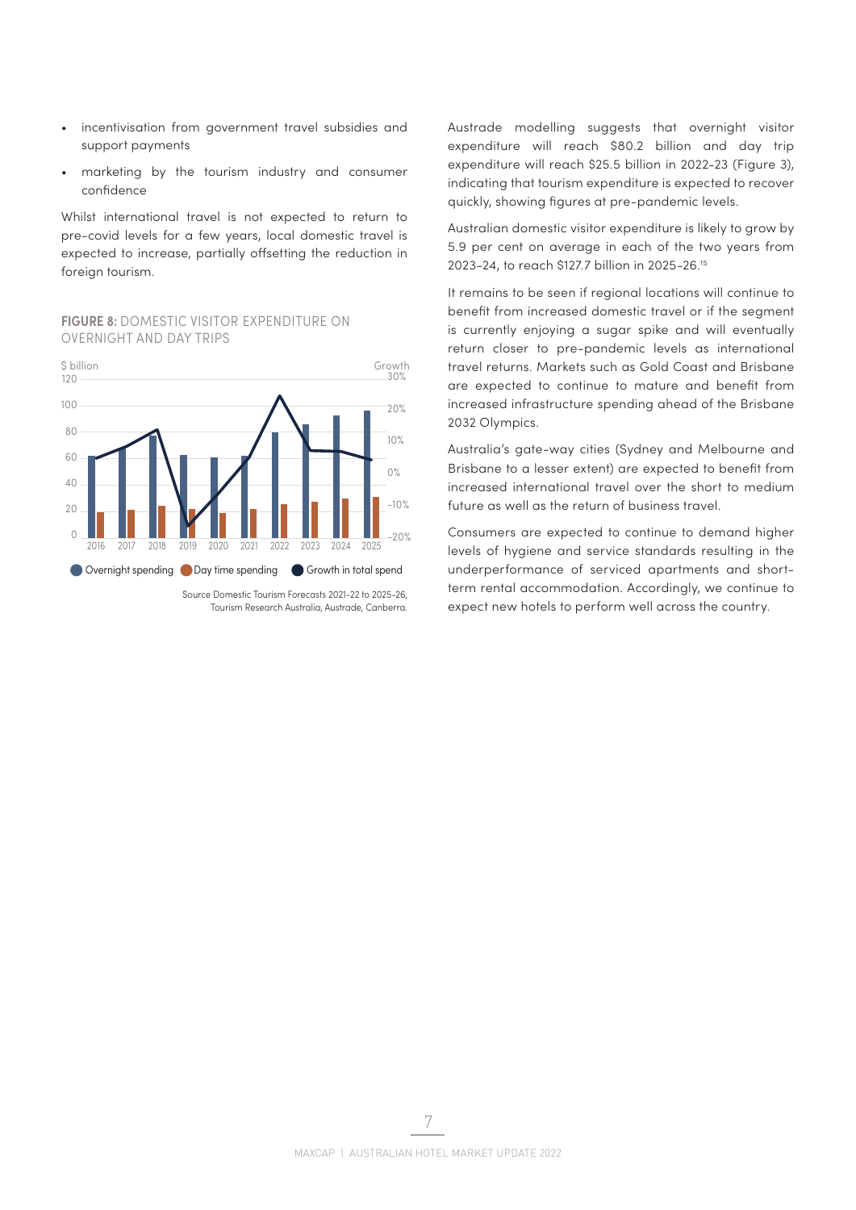- incentivisation from government travel subsidies and support payments
- marketing by the tourism industry and consumer confidence

Whilst international travel is not expected to return to pre-covid levels for a few years, local domestic travel is expected to increase, partially offsetting the reduction in foreign tourism.

**FIGURE 8:** DOMESTIC VISITOR EXPENDITURE ON OVERNIGHT AND DAY TRIPS

Source Domestic Tourism Forecasts 2021-22 to 2025-26, Tourism Research Australia, Austrade, Canberra.

Austrade modelling suggests that overnight visitor expenditure will reach $80.2 billion and day trip expenditure will reach $25.5 billion in 2022-23 (Figure 3), indicating that tourism expenditure is expected to recover quickly, showing figures at pre-pandemic levels.

Australian domestic visitor expenditure is likely to grow by 5.9 per cent on average in each of the two years from 2023-24, to reach $127.7 billion in 2025-26.[15]

It remains to be seen if regional locations will continue to benefit from increased domestic travel or if the segment is currently enjoying a sugar spike and will eventually return closer to pre-pandemic levels as international travel returns. Markets such as Gold Coast and Brisbane are expected to continue to mature and benefit from increased infrastructure spending ahead of the Brisbane 2032 Olympics.

Australia's gate-way cities (Sydney and Melbourne and Brisbane to a lesser extent) are expected to benefit from increased international travel over the short to medium future as well as the return of business travel.

Consumers are expected to continue to demand higher levels of hygiene and service standards resulting in the underperformance of serviced apartments and short-term rental accommodation. Accordingly, we continue to expect new hotels to perform well across the country.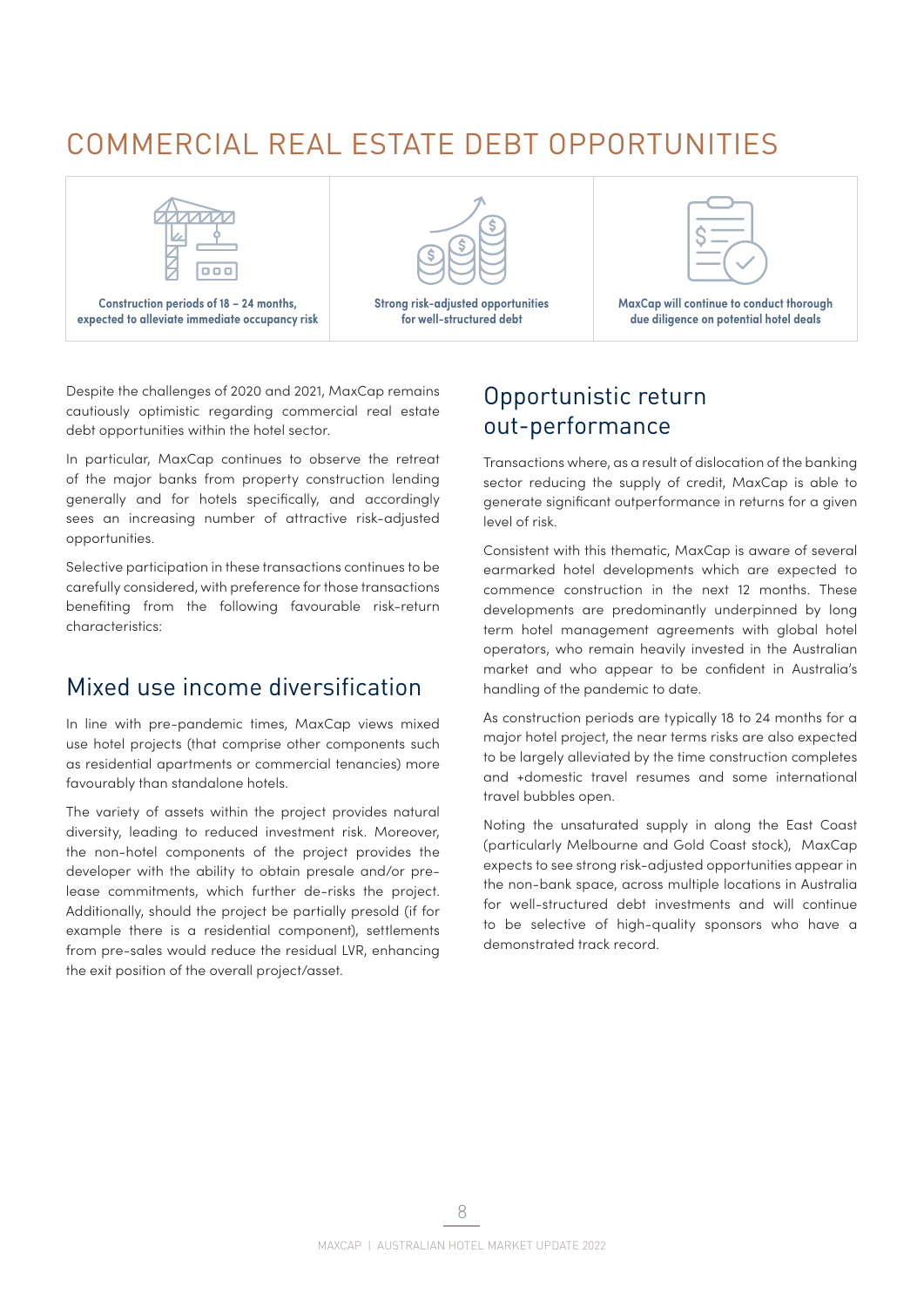# COMMERCIAL REAL ESTATE DEBT OPPORTUNITIES

| Construction periods of 18 – 24 months, expected to alleviate immediate occupancy risk | Strong risk-adjusted opportunities for well-structured debt | MaxCap will continue to conduct thorough due diligence on potential hotel deals |
|---|---|---|

Despite the challenges of 2020 and 2021, MaxCap remains cautiously optimistic regarding commercial real estate debt opportunities within the hotel sector.

In particular, MaxCap continues to observe the retreat of the major banks from property construction lending generally and for hotels specifically, and accordingly sees an increasing number of attractive risk-adjusted opportunities.

Selective participation in these transactions continues to be carefully considered, with preference for those transactions benefiting from the following favourable risk-return characteristics:

## Mixed use income diversification

In line with pre-pandemic times, MaxCap views mixed use hotel projects (that comprise other components such as residential apartments or commercial tenancies) more favourably than standalone hotels.

The variety of assets within the project provides natural diversity, leading to reduced investment risk. Moreover, the non-hotel components of the project provides the developer with the ability to obtain presale and/or pre-lease commitments, which further de-risks the project. Additionally, should the project be partially presold (if for example there is a residential component), settlements from pre-sales would reduce the residual LVR, enhancing the exit position of the overall project/asset.

## Opportunistic return out-performance

Transactions where, as a result of dislocation of the banking sector reducing the supply of credit, MaxCap is able to generate significant outperformance in returns for a given level of risk.

Consistent with this thematic, MaxCap is aware of several earmarked hotel developments which are expected to commence construction in the next 12 months. These developments are predominantly underpinned by long term hotel management agreements with global hotel operators, who remain heavily invested in the Australian market and who appear to be confident in Australia's handling of the pandemic to date.

As construction periods are typically 18 to 24 months for a major hotel project, the near terms risks are also expected to be largely alleviated by the time construction completes and +domestic travel resumes and some international travel bubbles open.

Noting the unsaturated supply in along the East Coast (particularly Melbourne and Gold Coast stock), MaxCap expects to see strong risk-adjusted opportunities appear in the non-bank space, across multiple locations in Australia for well-structured debt investments and will continue to be selective of high-quality sponsors who have a demonstrated track record.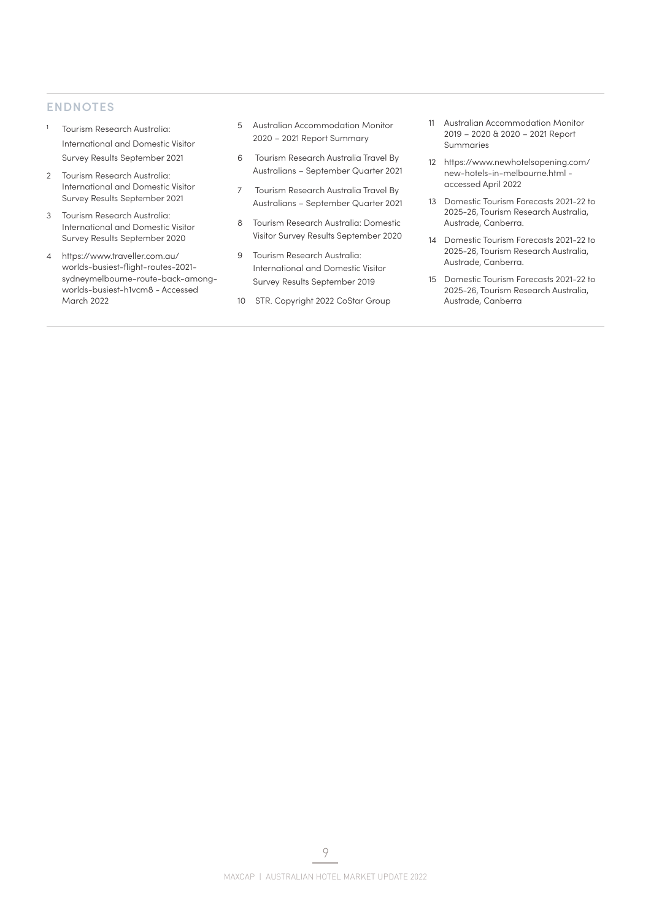## ENDNOTES

1. Tourism Research Australia: International and Domestic Visitor Survey Results September 2021
2. Tourism Research Australia: International and Domestic Visitor Survey Results September 2021
3. Tourism Research Australia: International and Domestic Visitor Survey Results September 2020
4. https://www.traveller.com.au/worlds-busiest-flight-routes-2021-sydneymelbourne-route-back-among-worlds-busiest-h1vcm8 - Accessed March 2022
5. Australian Accommodation Monitor 2020 – 2021 Report Summary
6. Tourism Research Australia Travel By Australians – September Quarter 2021
7. Tourism Research Australia Travel By Australians – September Quarter 2021
8. Tourism Research Australia: Domestic Visitor Survey Results September 2020
9. Tourism Research Australia: International and Domestic Visitor Survey Results September 2019
10. STR. Copyright 2022 CoStar Group
11. Australian Accommodation Monitor 2019 – 2020 & 2020 – 2021 Report Summaries
12. https://www.newhotelsopening.com/new-hotels-in-melbourne.html - accessed April 2022
13. Domestic Tourism Forecasts 2021-22 to 2025-26, Tourism Research Australia, Austrade, Canberra.
14. Domestic Tourism Forecasts 2021-22 to 2025-26, Tourism Research Australia, Austrade, Canberra.
15. Domestic Tourism Forecasts 2021-22 to 2025-26, Tourism Research Australia, Austrade, Canberra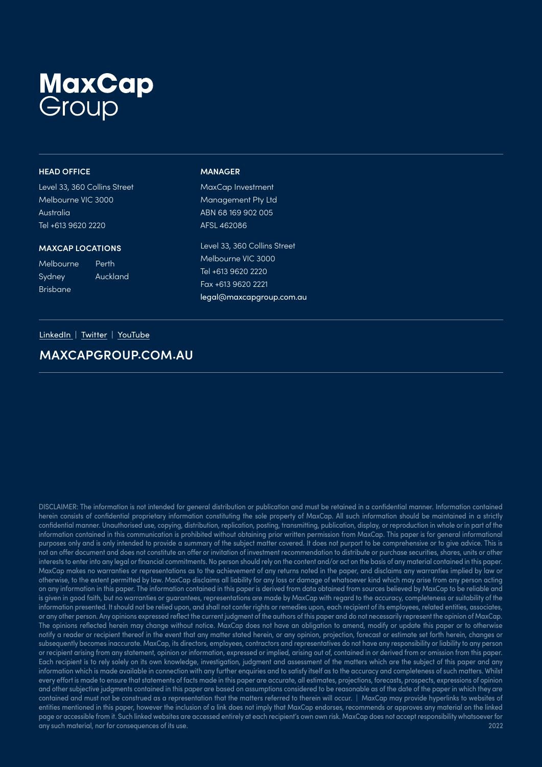# MaxCap Group

**HEAD OFFICE**

Level 33, 360 Collins Street
Melbourne VIC 3000
Australia
Tel +613 9620 2220

**MAXCAP LOCATIONS**

Melbourne
Sydney
Brisbane
Perth
Auckland

**MANAGER**

MaxCap Investment Management Pty Ltd
ABN 68 169 902 005
AFSL 462086

Level 33, 360 Collins Street
Melbourne VIC 3000
Tel +613 9620 2220
Fax +613 9620 2221
legal@maxcapgroup.com.au

LinkedIn | Twitter | YouTube

**MAXCAPGROUP.COM.AU**

DISCLAIMER: The information is not intended for general distribution or publication and must be retained in a confidential manner. Information contained herein consists of confidential proprietary information constituting the sole property of MaxCap. All such information should be maintained in a strictly confidential manner. Unauthorised use, copying, distribution, replication, posting, transmitting, publication, display, or reproduction in whole or in part of the information contained in this communication is prohibited without obtaining prior written permission from MaxCap. This paper is for general informational purposes only and is only intended to provide a summary of the subject matter covered. It does not purport to be comprehensive or to give advice. This is not an offer document and does not constitute an offer or invitation of investment recommendation to distribute or purchase securities, shares, units or other interests to enter into any legal or financial commitments. No person should rely on the content and/or act on the basis of any material contained in this paper. MaxCap makes no warranties or representations as to the achievement of any returns noted in the paper, and disclaims any warranties implied by law or otherwise, to the extent permitted by law. MaxCap disclaims all liability for any loss or damage of whatsoever kind which may arise from any person acting on any information in this paper. The information contained in this paper is derived from data obtained from sources believed by MaxCap to be reliable and is given in good faith, but no warranties or guarantees, representations are made by MaxCap with regard to the accuracy, completeness or suitability of the information presented. It should not be relied upon, and shall not confer rights or remedies upon, each recipient of its employees, related entities, associates, or any other person. Any opinions expressed reflect the current judgment of the authors of this paper and do not necessarily represent the opinion of MaxCap. The opinions reflected herein may change without notice. MaxCap does not have an obligation to amend, modify or update this paper or to otherwise notify a reader or recipient thereof in the event that any matter stated herein, or any opinion, projection, forecast or estimate set forth herein, changes or subsequently becomes inaccurate. MaxCap, its directors, employees, contractors and representatives do not have any responsibility or liability to any person or recipient arising from any statement, opinion or information, expressed or implied, arising out of, contained in or derived from or omission from this paper. Each recipient is to rely solely on its own knowledge, investigation, judgment and assessment of the matters which are the subject of this paper and any information which is made available in connection with any further enquiries and to satisfy itself as to the accuracy and completeness of such matters. Whilst every effort is made to ensure that statements of facts made in this paper are accurate, all estimates, projections, forecasts, prospects, expressions of opinion and other subjective judgments contained in this paper are based on assumptions considered to be reasonable as of the date of the paper in which they are contained and must not be construed as a representation that the matters referred to therein will occur. | MaxCap may provide hyperlinks to websites of entities mentioned in this paper, however the inclusion of a link does not imply that MaxCap endorses, recommends or approves any material on the linked page or accessible from it. Such linked websites are accessed entirely at each recipient's own own risk. MaxCap does not accept responsibility whatsoever for any such material, nor for consequences of its use.

2022